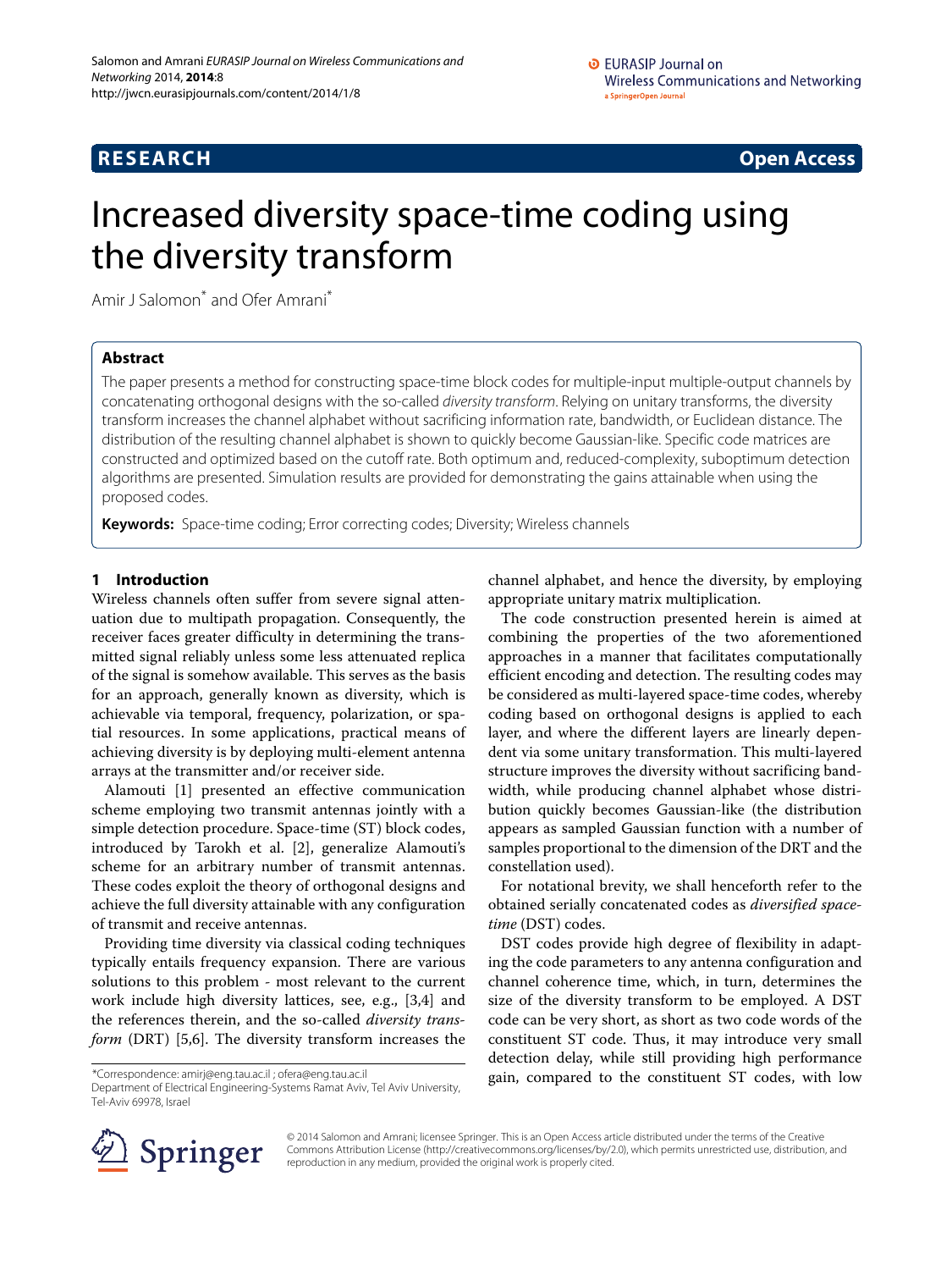**RESEARCH** **Open Access**

# Increased diversity space-time coding using the diversity transform

Amir J Salomon* and Ofer Amrani*

## Abstract

The paper presents a method for constructing space-time block codes for multiple-input multiple-output channels by concatenating orthogonal designs with the so-called *diversity transform*. Relying on unitary transforms, the diversity transform increases the channel alphabet without sacrificing information rate, bandwidth, or Euclidean distance. The distribution of the resulting channel alphabet is shown to quickly become Gaussian-like. Specific code matrices are constructed and optimized based on the cutoff rate. Both optimum and, reduced-complexity, suboptimum detection algorithms are presented. Simulation results are provided for demonstrating the gains attainable when using the proposed codes.

**Keywords:** Space-time coding; Error correcting codes; Diversity; Wireless channels

## 1 Introduction

Wireless channels often suffer from severe signal attenuation due to multipath propagation. Consequently, the receiver faces greater difficulty in determining the transmitted signal reliably unless some less attenuated replica of the signal is somehow available. This serves as the basis for an approach, generally known as diversity, which is achievable via temporal, frequency, polarization, or spatial resources. In some applications, practical means of achieving diversity is by deploying multi-element antenna arrays at the transmitter and/or receiver side.

Alamouti [1] presented an effective communication scheme employing two transmit antennas jointly with a simple detection procedure. Space-time (ST) block codes, introduced by Tarokh et al. [2], generalize Alamouti's scheme for an arbitrary number of transmit antennas. These codes exploit the theory of orthogonal designs and achieve the full diversity attainable with any configuration of transmit and receive antennas.

Providing time diversity via classical coding techniques typically entails frequency expansion. There are various solutions to this problem - most relevant to the current work include high diversity lattices, see, e.g., [3,4] and the references therein, and the so-called *diversity transform* (DRT) [5,6]. The diversity transform increases the channel alphabet, and hence the diversity, by employing appropriate unitary matrix multiplication.

The code construction presented herein is aimed at combining the properties of the two aforementioned approaches in a manner that facilitates computationally efficient encoding and detection. The resulting codes may be considered as multi-layered space-time codes, whereby coding based on orthogonal designs is applied to each layer, and where the different layers are linearly dependent via some unitary transformation. This multi-layered structure improves the diversity without sacrificing bandwidth, while producing channel alphabet whose distribution quickly becomes Gaussian-like (the distribution appears as sampled Gaussian function with a number of samples proportional to the dimension of the DRT and the constellation used).

For notational brevity, we shall henceforth refer to the obtained serially concatenated codes as *diversified space-time* (DST) codes.

DST codes provide high degree of flexibility in adapting the code parameters to any antenna configuration and channel coherence time, which, in turn, determines the size of the diversity transform to be employed. A DST code can be very short, as short as two code words of the constituent ST code. Thus, it may introduce very small detection delay, while still providing high performance gain, compared to the constituent ST codes, with low

*Correspondence: amirj@eng.tau.ac.il ; ofera@eng.tau.ac.il
Department of Electrical Engineering-Systems Ramat Aviv, Tel Aviv University, Tel-Aviv 69978, Israel

© 2014 Salomon and Amrani; licensee Springer. This is an Open Access article distributed under the terms of the Creative Commons Attribution License (http://creativecommons.org/licenses/by/2.0), which permits unrestricted use, distribution, and reproduction in any medium, provided the original work is properly cited.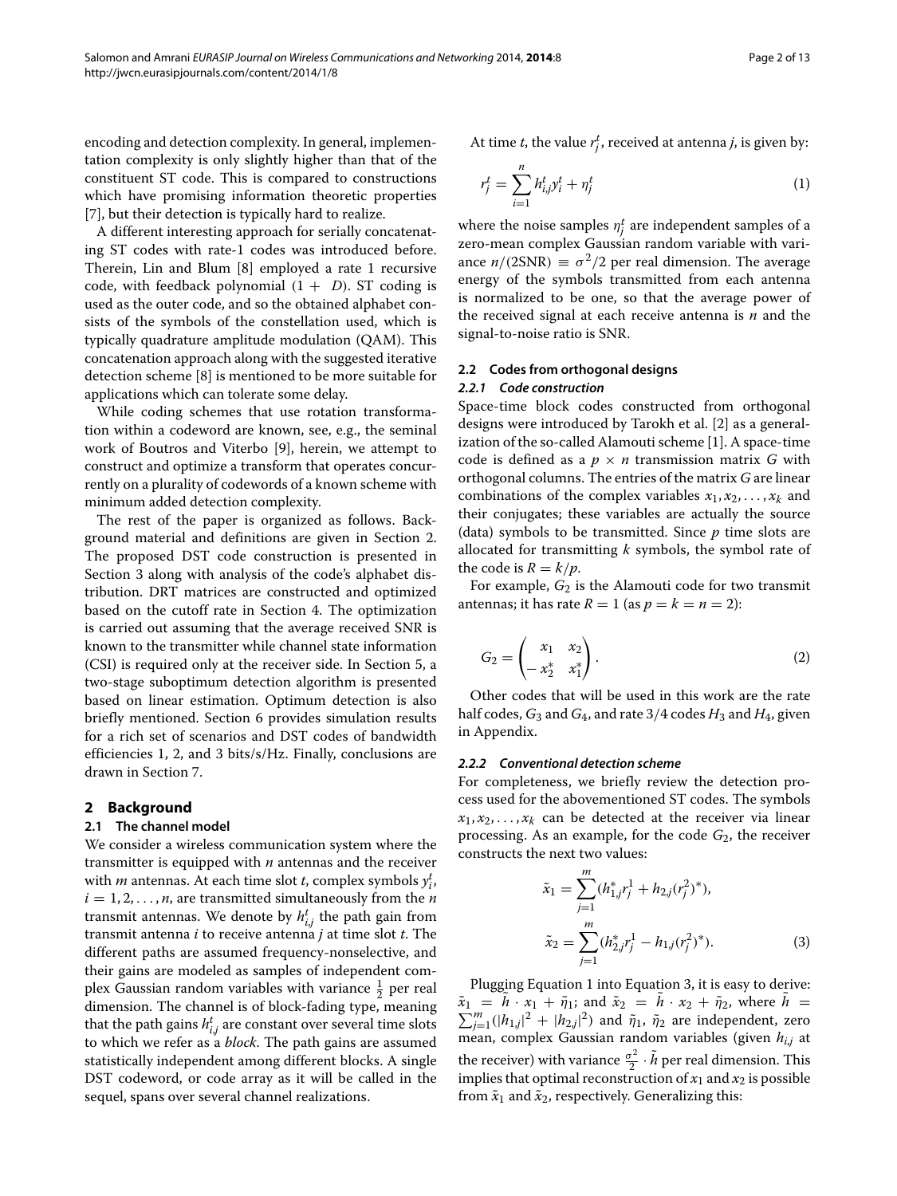encoding and detection complexity. In general, implementation complexity is only slightly higher than that of the constituent ST code. This is compared to constructions which have promising information theoretic properties [7], but their detection is typically hard to realize.

A different interesting approach for serially concatenating ST codes with rate-1 codes was introduced before. Therein, Lin and Blum [8] employed a rate 1 recursive code, with feedback polynomial $(1 + D)$. ST coding is used as the outer code, and so the obtained alphabet consists of the symbols of the constellation used, which is typically quadrature amplitude modulation (QAM). This concatenation approach along with the suggested iterative detection scheme [8] is mentioned to be more suitable for applications which can tolerate some delay.

While coding schemes that use rotation transformation within a codeword are known, see, e.g., the seminal work of Boutros and Viterbo [9], herein, we attempt to construct and optimize a transform that operates concurrently on a plurality of codewords of a known scheme with minimum added detection complexity.

The rest of the paper is organized as follows. Background material and definitions are given in Section 2. The proposed DST code construction is presented in Section 3 along with analysis of the code's alphabet distribution. DRT matrices are constructed and optimized based on the cutoff rate in Section 4. The optimization is carried out assuming that the average received SNR is known to the transmitter while channel state information (CSI) is required only at the receiver side. In Section 5, a two-stage suboptimum detection algorithm is presented based on linear estimation. Optimum detection is also briefly mentioned. Section 6 provides simulation results for a rich set of scenarios and DST codes of bandwidth efficiencies 1, 2, and 3 bits/s/Hz. Finally, conclusions are drawn in Section 7.

## 2 Background

### 2.1 The channel model

We consider a wireless communication system where the transmitter is equipped with $n$ antennas and the receiver with $m$ antennas. At each time slot $t$, complex symbols $y_i^t$, $i = 1, 2, \ldots, n$, are transmitted simultaneously from the $n$ transmit antennas. We denote by $h_{i,j}^t$ the path gain from transmit antenna $i$ to receive antenna $j$ at time slot $t$. The different paths are assumed frequency-nonselective, and their gains are modeled as samples of independent complex Gaussian random variables with variance $\frac{1}{2}$ per real dimension. The channel is of block-fading type, meaning that the path gains $h_{i,j}^t$ are constant over several time slots to which we refer as a *block*. The path gains are assumed statistically independent among different blocks. A single DST codeword, or code array as it will be called in the sequel, spans over several channel realizations.

At time $t$, the value $r_j^t$, received at antenna $j$, is given by:

$$r_j^t = \sum_{i=1}^{n} h_{i,j}^t y_i^t + \eta_j^t \tag{1}$$

where the noise samples $\eta_j^t$ are independent samples of a zero-mean complex Gaussian random variable with variance $n/(2\text{SNR}) \equiv \sigma^2/2$ per real dimension. The average energy of the symbols transmitted from each antenna is normalized to be one, so that the average power of the received signal at each receive antenna is $n$ and the signal-to-noise ratio is SNR.

### 2.2 Codes from orthogonal designs

#### 2.2.1 Code construction

Space-time block codes constructed from orthogonal designs were introduced by Tarokh et al. [2] as a generalization of the so-called Alamouti scheme [1]. A space-time code is defined as a $p \times n$ transmission matrix $G$ with orthogonal columns. The entries of the matrix $G$ are linear combinations of the complex variables $x_1, x_2, \ldots, x_k$ and their conjugates; these variables are actually the source (data) symbols to be transmitted. Since $p$ time slots are allocated for transmitting $k$ symbols, the symbol rate of the code is $R = k/p$.

For example, $G_2$ is the Alamouti code for two transmit antennas; it has rate $R = 1$ (as $p = k = n = 2$):

$$G_2 = \begin{pmatrix} x_1 & x_2 \\ -x_2^* & x_1^* \end{pmatrix}. \tag{2}$$

Other codes that will be used in this work are the rate half codes, $G_3$ and $G_4$, and rate 3/4 codes $H_3$ and $H_4$, given in Appendix.

#### 2.2.2 Conventional detection scheme

For completeness, we briefly review the detection process used for the abovementioned ST codes. The symbols $x_1, x_2, \ldots, x_k$ can be detected at the receiver via linear processing. As an example, for the code $G_2$, the receiver constructs the next two values:

$$\begin{aligned} \tilde{x}_1 &= \sum_{j=1}^{m} (h_{1,j}^* r_j^1 + h_{2,j} (r_j^2)^*), \\ \tilde{x}_2 &= \sum_{j=1}^{m} (h_{2,j}^* r_j^1 - h_{1,j} (r_j^2)^*). \end{aligned} \tag{3}$$

Plugging Equation 1 into Equation 3, it is easy to derive: $\tilde{x}_1 = \tilde{h} \cdot x_1 + \tilde{\eta}_1$; and $\tilde{x}_2 = \tilde{h} \cdot x_2 + \tilde{\eta}_2$, where $\tilde{h} = \sum_{j=1}^{m} (|h_{1,j}|^2 + |h_{2,j}|^2)$ and $\tilde{\eta}_1$, $\tilde{\eta}_2$ are independent, zero mean, complex Gaussian random variables (given $h_{i,j}$ at the receiver) with variance $\frac{\sigma^2}{2} \cdot \tilde{h}$ per real dimension. This implies that optimal reconstruction of $x_1$ and $x_2$ is possible from $\tilde{x}_1$ and $\tilde{x}_2$, respectively. Generalizing this: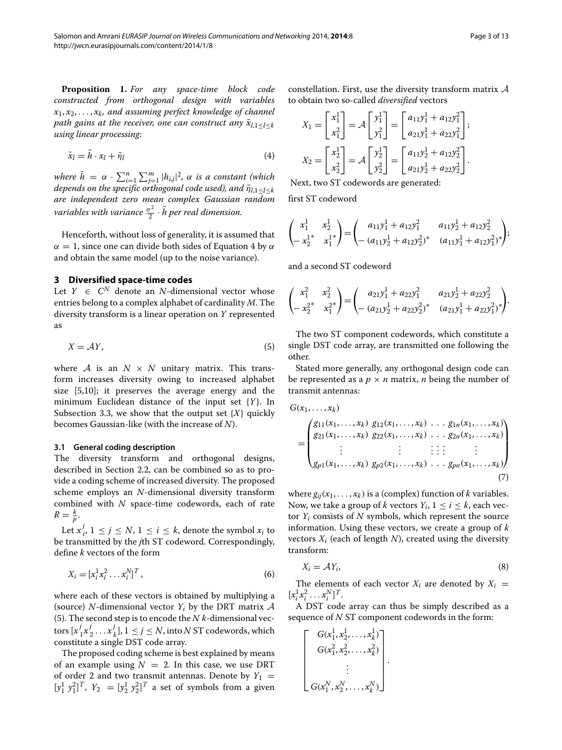**Proposition 1.** *For any space-time block code constructed from orthogonal design with variables $x_1, x_2, \ldots, x_k$, and assuming perfect knowledge of channel path gains at the receiver, one can construct any $\tilde{x}_{l, 1 \le l \le k}$ using linear processing:*

$$\tilde{x}_l = \tilde{h} \cdot x_l + \tilde{\eta}_l \tag{4}$$

*where $\tilde{h} = \alpha \cdot \sum_{i=1}^{n} \sum_{j=1}^{m} |h_{i,j}|^2$, $\alpha$ is a constant (which depends on the specific orthogonal code used), and $\tilde{\eta}_{l, 1 \le l \le k}$ are independent zero mean complex Gaussian random variables with variance $\frac{\sigma^2}{2} \cdot \tilde{h}$ per real dimension.*

Henceforth, without loss of generality, it is assumed that $\alpha = 1$, since one can divide both sides of Equation 4 by $\alpha$ and obtain the same model (up to the noise variance).

## 3 Diversified space-time codes

Let $Y \in C^N$ denote an $N$-dimensional vector whose entries belong to a complex alphabet of cardinality $M$. The diversity transform is a linear operation on $Y$ represented as

$$X = \mathcal{A} Y, \tag{5}$$

where $\mathcal{A}$ is an $N \times N$ unitary matrix. This transform increases diversity owing to increased alphabet size [5,10]; it preserves the average energy and the minimum Euclidean distance of the input set $\{Y\}$. In Subsection 3.3, we show that the output set $\{X\}$ quickly becomes Gaussian-like (with the increase of $N$).

### 3.1 General coding description

The diversity transform and orthogonal designs, described in Section 2.2, can be combined so as to provide a coding scheme of increased diversity. The proposed scheme employs an $N$-dimensional diversity transform combined with $N$ space-time codewords, each of rate $R = \frac{k}{p}$.

Let $x_i^j$, $1 \le j \le N$, $1 \le i \le k$, denote the symbol $x_i$ to be transmitted by the $j$th ST codeword. Correspondingly, define $k$ vectors of the form

$$X_i = [x_i^1 x_i^2 \ldots x_i^N]^T, \tag{6}$$

where each of these vectors is obtained by multiplying a (source) $N$-dimensional vector $Y_i$ by the DRT matrix $\mathcal{A}$ (5). The second step is to encode the $N$ $k$-dimensional vectors $[x_1^j x_2^j \ldots x_k^j]$, $1 \le j \le N$, into $N$ ST codewords, which constitute a single DST code array.

The proposed coding scheme is best explained by means of an example using $N = 2$. In this case, we use DRT of order 2 and two transmit antennas. Denote by $Y_1 = [y_1^1 \; y_1^2]^T$, $Y_2 = [y_2^1 \; y_2^2]^T$ a set of symbols from a given constellation. First, use the diversity transform matrix $\mathcal{A}$ to obtain two so-called *diversified* vectors

$$X_1 = \begin{bmatrix} x_1^1 \\ x_1^2 \end{bmatrix} = \mathcal{A} \begin{bmatrix} y_1^1 \\ y_1^2 \end{bmatrix} = \begin{bmatrix} a_{11} y_1^1 + a_{12} y_1^2 \\ a_{21} y_1^1 + a_{22} y_1^2 \end{bmatrix};$$

$$X_2 = \begin{bmatrix} x_2^1 \\ x_2^2 \end{bmatrix} = \mathcal{A} \begin{bmatrix} y_2^1 \\ y_2^2 \end{bmatrix} = \begin{bmatrix} a_{11} y_2^1 + a_{12} y_2^2 \\ a_{21} y_2^1 + a_{22} y_2^2 \end{bmatrix}.$$

Next, two ST codewords are generated:

first ST codeword

$$\begin{pmatrix} x_1^1 & x_2^1 \\ -x_2^{1*} & x_1^{1*} \end{pmatrix} = \begin{pmatrix} a_{11} y_1^1 + a_{12} y_1^2 & a_{11} y_2^1 + a_{12} y_2^2 \\ -(a_{11} y_2^1 + a_{12} y_2^2)^* & (a_{11} y_1^1 + a_{12} y_1^2)^* \end{pmatrix};$$

and a second ST codeword

$$\begin{pmatrix} x_1^2 & x_2^2 \\ -x_2^{2*} & x_1^{2*} \end{pmatrix} = \begin{pmatrix} a_{21} y_1^1 + a_{22} y_1^2 & a_{21} y_2^1 + a_{22} y_2^2 \\ -(a_{21} y_2^1 + a_{22} y_2^2)^* & (a_{21} y_1^1 + a_{22} y_1^2)^* \end{pmatrix}.$$

The two ST component codewords, which constitute a single DST code array, are transmitted one following the other.

Stated more generally, any orthogonal design code can be represented as a $p \times n$ matrix, $n$ being the number of transmit antennas:

$$G(x_1, \ldots, x_k) = \begin{pmatrix} g_{11}(x_1, \ldots, x_k) & g_{12}(x_1, \ldots, x_k) & \ldots & g_{1n}(x_1, \ldots, x_k) \\ g_{21}(x_1, \ldots, x_k) & g_{22}(x_1, \ldots, x_k) & \ldots & g_{2n}(x_1, \ldots, x_k) \\ \vdots & \vdots & \vdots\vdots\vdots & \vdots \\ g_{p1}(x_1, \ldots, x_k) & g_{p2}(x_1, \ldots, x_k) & \ldots & g_{pn}(x_1, \ldots, x_k) \end{pmatrix} \tag{7}$$

where $g_{ij}(x_1, \ldots, x_k)$ is a (complex) function of $k$ variables. Now, we take a group of $k$ vectors $Y_i$, $1 \le i \le k$, each vector $Y_i$ consists of $N$ symbols, which represent the source information. Using these vectors, we create a group of $k$ vectors $X_i$ (each of length $N$), created using the diversity transform:

$$X_i = \mathcal{A} Y_i, \tag{8}$$

The elements of each vector $X_i$ are denoted by $X_i = [x_i^1 x_i^2 \ldots x_i^N]^T$.

A DST code array can thus be simply described as a sequence of $N$ ST component codewords in the form:

$$\begin{bmatrix} G(x_1^1, x_2^1, \ldots, x_k^1) \\ G(x_1^2, x_2^2, \ldots, x_k^2) \\ \vdots \\ G(x_1^N, x_2^N, \ldots, x_k^N) \end{bmatrix}.$$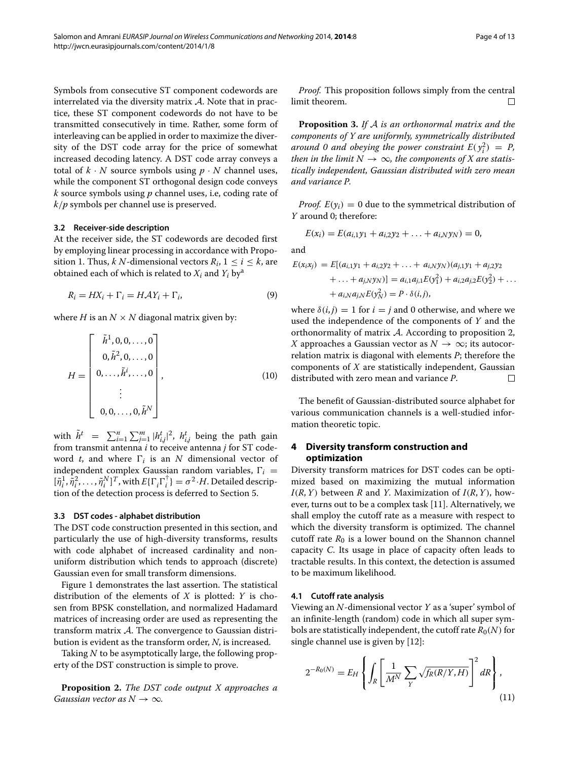Symbols from consecutive ST component codewords are interrelated via the diversity matrix $\mathcal{A}$. Note that in practice, these ST component codewords do not have to be transmitted consecutively in time. Rather, some form of interleaving can be applied in order to maximize the diversity of the DST code array for the price of somewhat increased decoding latency. A DST code array conveys a total of $k \cdot N$ source symbols using $p \cdot N$ channel uses, while the component ST orthogonal design code conveys $k$ source symbols using $p$ channel uses, i.e, coding rate of $k/p$ symbols per channel use is preserved.

### 3.2 Receiver-side description

At the receiver side, the ST codewords are decoded first by employing linear processing in accordance with Proposition 1. Thus, $k$ $N$-dimensional vectors $R_i$, $1 \leq i \leq k$, are obtained each of which is related to $X_i$ and $Y_i$ by[a]

$$R_i = HX_i + \Gamma_i = H\mathcal{A}Y_i + \Gamma_i, \tag{9}$$

where $H$ is an $N \times N$ diagonal matrix given by:

$$H = \begin{bmatrix} \tilde{h}^1, 0, 0, \ldots, 0 \\ 0, \tilde{h}^2, 0, \ldots, 0 \\ 0, \ldots, \tilde{h}^i, \ldots, 0 \\ \vdots \\ 0, 0, \ldots, 0, \tilde{h}^N \end{bmatrix}, \tag{10}$$

with $\tilde{h}^t = \sum_{i=1}^{n} \sum_{j=1}^{m} |h_{i,j}^t|^2$, $h_{i,j}^t$ being the path gain from transmit antenna $i$ to receive antenna $j$ for ST codeword $t$, and where $\Gamma_i$ is an $N$ dimensional vector of independent complex Gaussian random variables, $\Gamma_i = [\tilde{\eta}_i^1, \tilde{\eta}_i^2, \ldots, \tilde{\eta}_i^N]^T$, with $E\{\Gamma_i \Gamma_i^\dagger\} = \sigma^2 \cdot H$. Detailed description of the detection process is deferred to Section 5.

### 3.3 DST codes - alphabet distribution

The DST code construction presented in this section, and particularly the use of high-diversity transforms, results with code alphabet of increased cardinality and non-uniform distribution which tends to approach (discrete) Gaussian even for small transform dimensions.

Figure 1 demonstrates the last assertion. The statistical distribution of the elements of $X$ is plotted: $Y$ is chosen from BPSK constellation, and normalized Hadamard matrices of increasing order are used as representing the transform matrix $\mathcal{A}$. The convergence to Gaussian distribution is evident as the transform order, $N$, is increased.

Taking $N$ to be asymptotically large, the following property of the DST construction is simple to prove.

**Proposition 2.** *The DST code output $X$ approaches a Gaussian vector as $N \to \infty$.*

*Proof.* This proposition follows simply from the central limit theorem. □

**Proposition 3.** *If $\mathcal{A}$ is an orthonormal matrix and the components of $Y$ are uniformly, symmetrically distributed around 0 and obeying the power constraint $E(y_i^2) = P$, then in the limit $N \to \infty$, the components of $X$ are statistically independent, Gaussian distributed with zero mean and variance $P$.*

*Proof.* $E(y_i) = 0$ due to the symmetrical distribution of $Y$ around 0; therefore:

$$E(x_i) = E(a_{i,1}y_1 + a_{i,2}y_2 + \ldots + a_{i,N}y_N) = 0,$$

and

$$\begin{aligned} E(x_i x_j) &= E[(a_{i,1}y_1 + a_{i,2}y_2 + \ldots + a_{i,N}y_N)(a_{j,1}y_1 + a_{j,2}y_2 \\ &\quad + \ldots + a_{j,N}y_N)] = a_{i,1}a_{j,1}E(y_1^2) + a_{i,2}a_{j,2}E(y_2^2) + \ldots \\ &\quad + a_{i,N}a_{j,N}E(y_N^2) = P \cdot \delta(i,j), \end{aligned}$$

where $\delta(i,j) = 1$ for $i = j$ and 0 otherwise, and where we used the independence of the components of $Y$ and the orthonormality of matrix $\mathcal{A}$. According to proposition 2, $X$ approaches a Gaussian vector as $N \to \infty$; its autocorrelation matrix is diagonal with elements $P$; therefore the components of $X$ are statistically independent, Gaussian distributed with zero mean and variance $P$. □

The benefit of Gaussian-distributed source alphabet for various communication channels is a well-studied information theoretic topic.

## 4 Diversity transform construction and optimization

Diversity transform matrices for DST codes can be optimized based on maximizing the mutual information $I(R, Y)$ between $R$ and $Y$. Maximization of $I(R, Y)$, however, turns out to be a complex task [11]. Alternatively, we shall employ the cutoff rate as a measure with respect to which the diversity transform is optimized. The channel cutoff rate $R_0$ is a lower bound on the Shannon channel capacity $C$. Its usage in place of capacity often leads to tractable results. In this context, the detection is assumed to be maximum likelihood.

### 4.1 Cutoff rate analysis

Viewing an $N$-dimensional vector $Y$ as a 'super' symbol of an infinite-length (random) code in which all super symbols are statistically independent, the cutoff rate $R_0(N)$ for single channel use is given by [12]:

$$2^{-R_0(N)} = E_H \left\{ \int_R \left[ \frac{1}{M^N} \sum_Y \sqrt{f_R(R/Y, H)} \right]^2 dR \right\}, \tag{11}$$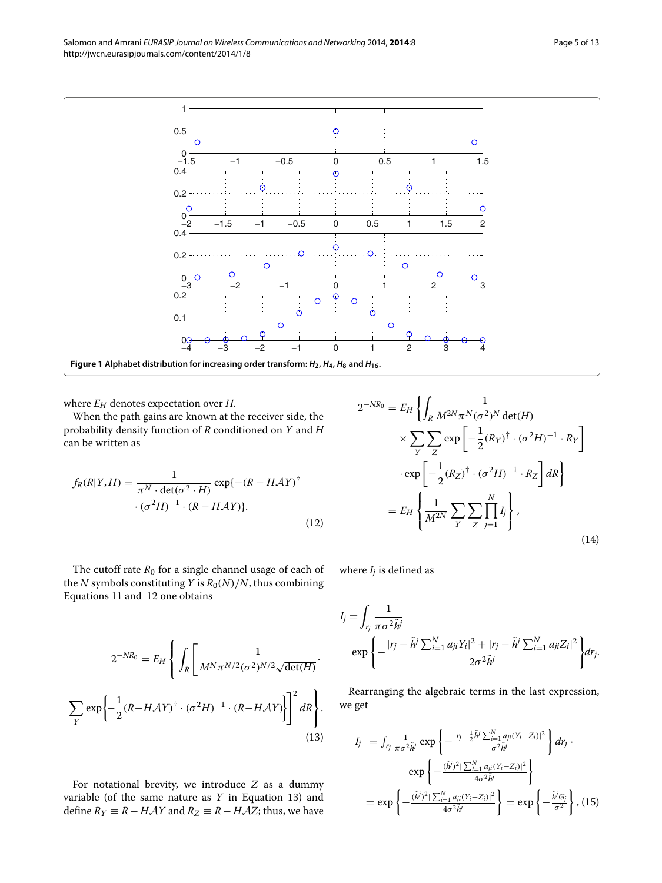**Figure 1 Alphabet distribution for increasing order transform: $H_2$, $H_4$, $H_8$ and $H_{16}$.**

where $E_H$ denotes expectation over $H$.

When the path gains are known at the receiver side, the probability density function of $R$ conditioned on $Y$ and $H$ can be written as

$$f_R(R|Y,H) = \frac{1}{\pi^N \cdot \det(\sigma^2 \cdot H)} \exp\{-(R - H\mathcal{A}Y)^\dagger \cdot (\sigma^2 H)^{-1} \cdot (R - H\mathcal{A}Y)\}. \tag{12}$$

The cutoff rate $R_0$ for a single channel usage of each of the $N$ symbols constituting $Y$ is $R_0(N)/N$, thus combining Equations 11 and 12 one obtains

$$2^{-NR_0} = E_H \left\{ \int_R \left[ \frac{1}{M^N \pi^{N/2} (\sigma^2)^{N/2} \sqrt{\det(H)}} \cdot \sum_Y \exp\left\{ -\frac{1}{2}(R - H\mathcal{A}Y)^\dagger \cdot (\sigma^2 H)^{-1} \cdot (R - H\mathcal{A}Y) \right\} \right]^2 dR \right\}. \tag{13}$$

For notational brevity, we introduce $Z$ as a dummy variable (of the same nature as $Y$ in Equation 13) and define $R_Y \equiv R - H\mathcal{A}Y$ and $R_Z \equiv R - H\mathcal{A}Z$; thus, we have

$$\begin{aligned} 2^{-NR_0} &= E_H \left\{ \int_R \frac{1}{M^{2N} \pi^N (\sigma^2)^N \det(H)} \right. \\ &\quad \times \sum_Y \sum_Z \exp\left[ -\frac{1}{2}(R_Y)^\dagger \cdot (\sigma^2 H)^{-1} \cdot R_Y \right] \\ &\quad \left. \cdot \exp\left[ -\frac{1}{2}(R_Z)^\dagger \cdot (\sigma^2 H)^{-1} \cdot R_Z \right] dR \right\} \\ &= E_H \left\{ \frac{1}{M^{2N}} \sum_Y \sum_Z \prod_{j=1}^N I_j \right\}, \end{aligned} \tag{14}$$

where $I_j$ is defined as

$$I_j = \int_{r_j} \frac{1}{\pi \sigma^2 \tilde{h}^j} \exp\left\{ -\frac{|r_j - \tilde{h}^j \sum_{i=1}^N a_{ji} Y_i|^2 + |r_j - \tilde{h}^j \sum_{i=1}^N a_{ji} Z_i|^2}{2\sigma^2 \tilde{h}^j} \right\} dr_j.$$

Rearranging the algebraic terms in the last expression, we get

$$\begin{aligned} I_j &= \int_{r_j} \frac{1}{\pi \sigma^2 \tilde{h}^j} \exp\left\{ -\frac{|r_j - \frac{1}{2}\tilde{h}^j \sum_{i=1}^N a_{ji}(Y_i + Z_i)|^2}{\sigma^2 \tilde{h}^j} \right\} dr_j \cdot \\ &\quad \exp\left\{ -\frac{(\tilde{h}^j)^2 |\sum_{i=1}^N a_{ji}(Y_i - Z_i)|^2}{4\sigma^2 \tilde{h}^j} \right\} \\ &= \exp\left\{ -\frac{(\tilde{h}^j)^2 |\sum_{i=1}^N a_{ji}(Y_i - Z_i)|^2}{4\sigma^2 \tilde{h}^j} \right\} = \exp\left\{ -\frac{\tilde{h}^j G_j}{\sigma^2} \right\}, \end{aligned} \tag{15}$$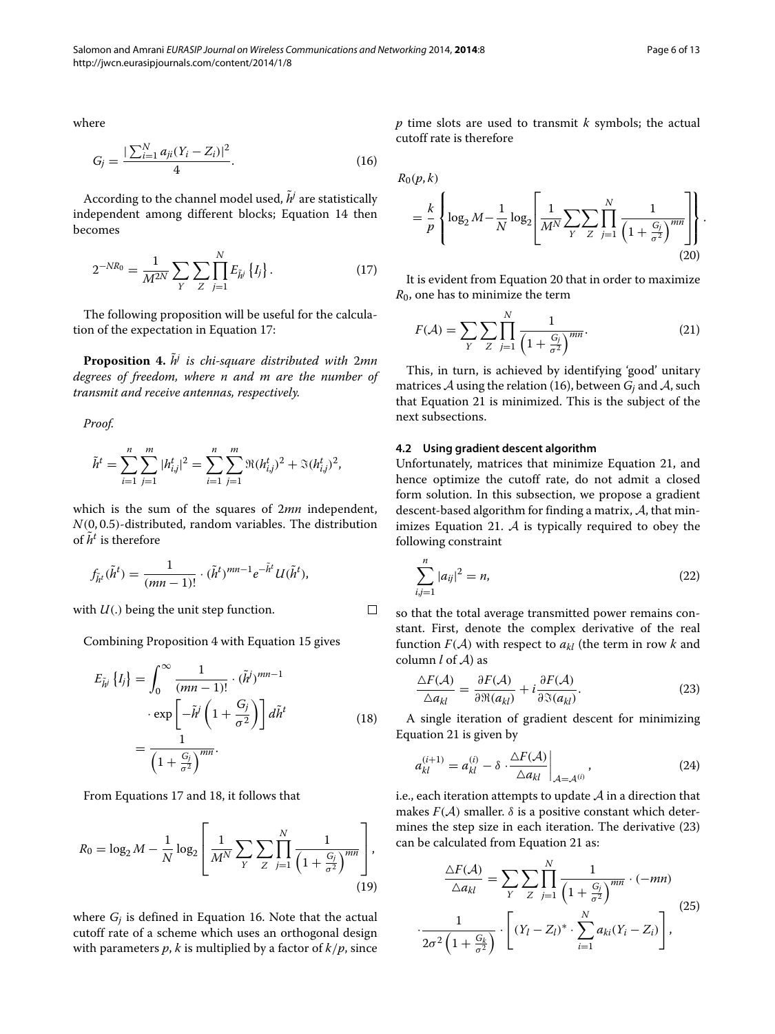where

$$G_j = \frac{|\sum_{i=1}^{N} a_{ji}(Y_i - Z_i)|^2}{4}. \tag{16}$$

According to the channel model used, $\tilde{h}^j$ are statistically independent among different blocks; Equation 14 then becomes

$$2^{-NR_0} = \frac{1}{M^{2N}} \sum_{Y} \sum_{Z} \prod_{j=1}^{N} E_{\tilde{h}^j}\left\{I_j\right\}. \tag{17}$$

The following proposition will be useful for the calculation of the expectation in Equation 17:

**Proposition 4.** *$\tilde{h}^j$ is chi-square distributed with $2mn$ degrees of freedom, where $n$ and $m$ are the number of transmit and receive antennas, respectively.*

*Proof.*

$$\tilde{h}^t = \sum_{i=1}^{n} \sum_{j=1}^{m} |h_{i,j}^t|^2 = \sum_{i=1}^{n} \sum_{j=1}^{m} \Re(h_{i,j}^t)^2 + \Im(h_{i,j}^t)^2,$$

which is the sum of the squares of $2mn$ independent, $N(0, 0.5)$-distributed, random variables. The distribution of $\tilde{h}^t$ is therefore

$$f_{\tilde{h}^t}(\tilde{h}^t) = \frac{1}{(mn-1)!} \cdot (\tilde{h}^t)^{mn-1} e^{-\tilde{h}^t} U(\tilde{h}^t),$$

with $U(.)$ being the unit step function. □

Combining Proposition 4 with Equation 15 gives

$$\begin{aligned} E_{\tilde{h}^j}\left\{I_j\right\} &= \int_0^\infty \frac{1}{(mn-1)!} \cdot (\tilde{h}^j)^{mn-1} \\ &\quad \cdot \exp\left[-\tilde{h}^j\left(1 + \frac{G_j}{\sigma^2}\right)\right] d\tilde{h}^t \\ &= \frac{1}{\left(1 + \frac{G_j}{\sigma^2}\right)^{mn}}. \end{aligned} \tag{18}$$

From Equations 17 and 18, it follows that

$$R_0 = \log_2 M - \frac{1}{N} \log_2 \left[ \frac{1}{M^N} \sum_{Y} \sum_{Z} \prod_{j=1}^{N} \frac{1}{\left(1 + \frac{G_j}{\sigma^2}\right)^{mn}} \right], \tag{19}$$

where $G_j$ is defined in Equation 16. Note that the actual cutoff rate of a scheme which uses an orthogonal design with parameters $p, k$ is multiplied by a factor of $k/p$, since $p$ time slots are used to transmit $k$ symbols; the actual cutoff rate is therefore

$$\begin{aligned} &R_0(p,k) \\ &= \frac{k}{p} \left\{ \log_2 M - \frac{1}{N} \log_2 \left[ \frac{1}{M^N} \sum_{Y} \sum_{Z} \prod_{j=1}^{N} \frac{1}{\left(1 + \frac{G_j}{\sigma^2}\right)^{mn}} \right] \right\}. \end{aligned} \tag{20}$$

It is evident from Equation 20 that in order to maximize $R_0$, one has to minimize the term

$$F(\mathcal{A}) = \sum_{Y} \sum_{Z} \prod_{j=1}^{N} \frac{1}{\left(1 + \frac{G_j}{\sigma^2}\right)^{mn}}. \tag{21}$$

This, in turn, is achieved by identifying 'good' unitary matrices $\mathcal{A}$ using the relation (16), between $G_j$ and $\mathcal{A}$, such that Equation 21 is minimized. This is the subject of the next subsections.

### 4.2 Using gradient descent algorithm

Unfortunately, matrices that minimize Equation 21, and hence optimize the cutoff rate, do not admit a closed form solution. In this subsection, we propose a gradient descent-based algorithm for finding a matrix, $\mathcal{A}$, that minimizes Equation 21. $\mathcal{A}$ is typically required to obey the following constraint

$$\sum_{i,j=1}^{n} |a_{ij}|^2 = n, \tag{22}$$

so that the total average transmitted power remains constant. First, denote the complex derivative of the real function $F(\mathcal{A})$ with respect to $a_{kl}$ (the term in row $k$ and column $l$ of $\mathcal{A}$) as

$$\frac{\triangle F(\mathcal{A})}{\triangle a_{kl}} = \frac{\partial F(\mathcal{A})}{\partial \Re(a_{kl})} + i \frac{\partial F(\mathcal{A})}{\partial \Im(a_{kl})}. \tag{23}$$

A single iteration of gradient descent for minimizing Equation 21 is given by

$$a_{kl}^{(i+1)} = a_{kl}^{(i)} - \delta \cdot \left.\frac{\triangle F(\mathcal{A})}{\triangle a_{kl}}\right|_{\mathcal{A}=\mathcal{A}^{(i)}}, \tag{24}$$

i.e., each iteration attempts to update $\mathcal{A}$ in a direction that makes $F(\mathcal{A})$ smaller. $\delta$ is a positive constant which determines the step size in each iteration. The derivative (23) can be calculated from Equation 21 as:

$$\begin{aligned} \frac{\triangle F(\mathcal{A})}{\triangle a_{kl}} &= \sum_{Y} \sum_{Z} \prod_{j=1}^{N} \frac{1}{\left(1 + \frac{G_j}{\sigma^2}\right)^{mn}} \cdot (-mn) \\ &\cdot \frac{1}{2\sigma^2 \left(1 + \frac{G_k}{\sigma^2}\right)} \cdot \left[ (Y_l - Z_l)^* \cdot \sum_{i=1}^{N} a_{ki}(Y_i - Z_i) \right], \end{aligned} \tag{25}$$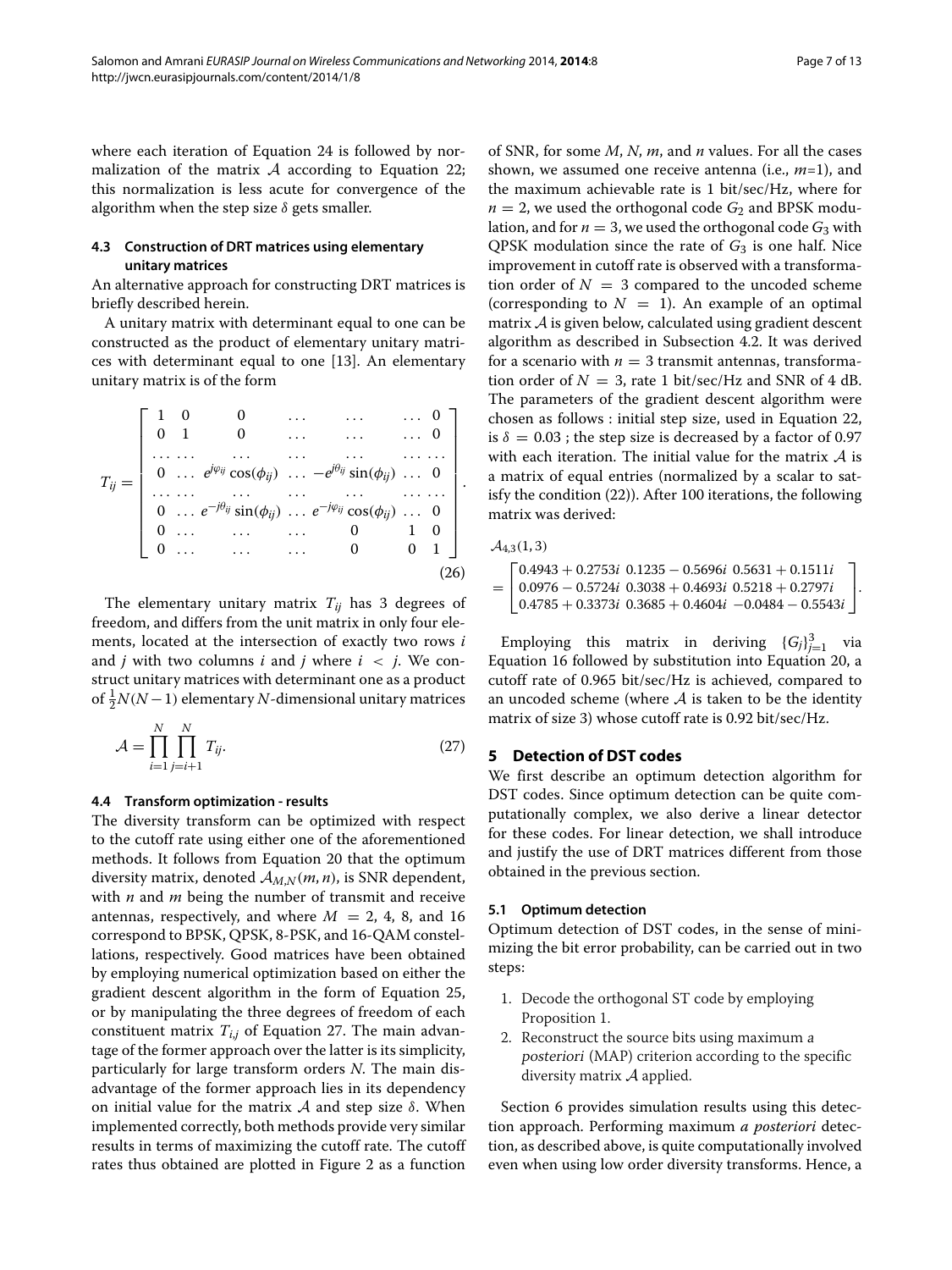where each iteration of Equation 24 is followed by normalization of the matrix $\mathcal{A}$ according to Equation 22; this normalization is less acute for convergence of the algorithm when the step size $\delta$ gets smaller.

### 4.3 Construction of DRT matrices using elementary unitary matrices

An alternative approach for constructing DRT matrices is briefly described herein.

A unitary matrix with determinant equal to one can be constructed as the product of elementary unitary matrices with determinant equal to one [13]. An elementary unitary matrix is of the form

$$T_{ij} = \begin{bmatrix} 1 & 0 & 0 & \dots & \dots & \dots & 0 \\ 0 & 1 & 0 & \dots & \dots & \dots & 0 \\ \dots & \dots & \dots & \dots & \dots & \dots & \dots \\ 0 & \dots & e^{j\varphi_{ij}}\cos(\phi_{ij}) & \dots & -e^{j\theta_{ij}}\sin(\phi_{ij}) & \dots & 0 \\ \dots & \dots & \dots & \dots & \dots & \dots & \dots \\ 0 & \dots & e^{-j\theta_{ij}}\sin(\phi_{ij}) & \dots & e^{-j\varphi_{ij}}\cos(\phi_{ij}) & \dots & 0 \\ 0 & \dots & \dots & \dots & 0 & 1 & 0 \\ 0 & \dots & \dots & \dots & 0 & 0 & 1 \end{bmatrix}. \tag{26}$$

The elementary unitary matrix $T_{ij}$ has 3 degrees of freedom, and differs from the unit matrix in only four elements, located at the intersection of exactly two rows $i$ and $j$ with two columns $i$ and $j$ where $i < j$. We construct unitary matrices with determinant one as a product of $\frac{1}{2}N(N-1)$ elementary $N$-dimensional unitary matrices

$$\mathcal{A} = \prod_{i=1}^{N} \prod_{j=i+1}^{N} T_{ij}. \tag{27}$$

### 4.4 Transform optimization - results

The diversity transform can be optimized with respect to the cutoff rate using either one of the aforementioned methods. It follows from Equation 20 that the optimum diversity matrix, denoted $\mathcal{A}_{M,N}(m,n)$, is SNR dependent, with $n$ and $m$ being the number of transmit and receive antennas, respectively, and where $M = 2$, 4, 8, and 16 correspond to BPSK, QPSK, 8-PSK, and 16-QAM constellations, respectively. Good matrices have been obtained by employing numerical optimization based on either the gradient descent algorithm in the form of Equation 25, or by manipulating the three degrees of freedom of each constituent matrix $T_{i,j}$ of Equation 27. The main advantage of the former approach over the latter is its simplicity, particularly for large transform orders $N$. The main disadvantage of the former approach lies in its dependency on initial value for the matrix $\mathcal{A}$ and step size $\delta$. When implemented correctly, both methods provide very similar results in terms of maximizing the cutoff rate. The cutoff rates thus obtained are plotted in Figure 2 as a function of SNR, for some $M$, $N$, $m$, and $n$ values. For all the cases shown, we assumed one receive antenna (i.e., $m$=1), and the maximum achievable rate is 1 bit/sec/Hz, where for $n = 2$, we used the orthogonal code $G_2$ and BPSK modulation, and for $n = 3$, we used the orthogonal code $G_3$ with QPSK modulation since the rate of $G_3$ is one half. Nice improvement in cutoff rate is observed with a transformation order of $N = 3$ compared to the uncoded scheme (corresponding to $N = 1$). An example of an optimal matrix $\mathcal{A}$ is given below, calculated using gradient descent algorithm as described in Subsection 4.2. It was derived for a scenario with $n = 3$ transmit antennas, transformation order of $N = 3$, rate 1 bit/sec/Hz and SNR of 4 dB. The parameters of the gradient descent algorithm were chosen as follows : initial step size, used in Equation 22, is $\delta = 0.03$ ; the step size is decreased by a factor of 0.97 with each iteration. The initial value for the matrix $\mathcal{A}$ is a matrix of equal entries (normalized by a scalar to satisfy the condition (22)). After 100 iterations, the following matrix was derived:

$$\mathcal{A}_{4,3}(1,3) = \begin{bmatrix} 0.4943 + 0.2753i & 0.1235 - 0.5696i & 0.5631 + 0.1511i \\ 0.0976 - 0.5724i & 0.3038 + 0.4693i & 0.5218 + 0.2797i \\ 0.4785 + 0.3373i & 0.3685 + 0.4604i & -0.0484 - 0.5543i \end{bmatrix}.$$

Employing this matrix in deriving $\{G_j\}_{j=1}^{3}$ via Equation 16 followed by substitution into Equation 20, a cutoff rate of 0.965 bit/sec/Hz is achieved, compared to an uncoded scheme (where $\mathcal{A}$ is taken to be the identity matrix of size 3) whose cutoff rate is 0.92 bit/sec/Hz.

## 5 Detection of DST codes

We first describe an optimum detection algorithm for DST codes. Since optimum detection can be quite computationally complex, we also derive a linear detector for these codes. For linear detection, we shall introduce and justify the use of DRT matrices different from those obtained in the previous section.

### 5.1 Optimum detection

Optimum detection of DST codes, in the sense of minimizing the bit error probability, can be carried out in two steps:

1. Decode the orthogonal ST code by employing Proposition 1.
2. Reconstruct the source bits using maximum *a posteriori* (MAP) criterion according to the specific diversity matrix $\mathcal{A}$ applied.

Section 6 provides simulation results using this detection approach. Performing maximum *a posteriori* detection, as described above, is quite computationally involved even when using low order diversity transforms. Hence, a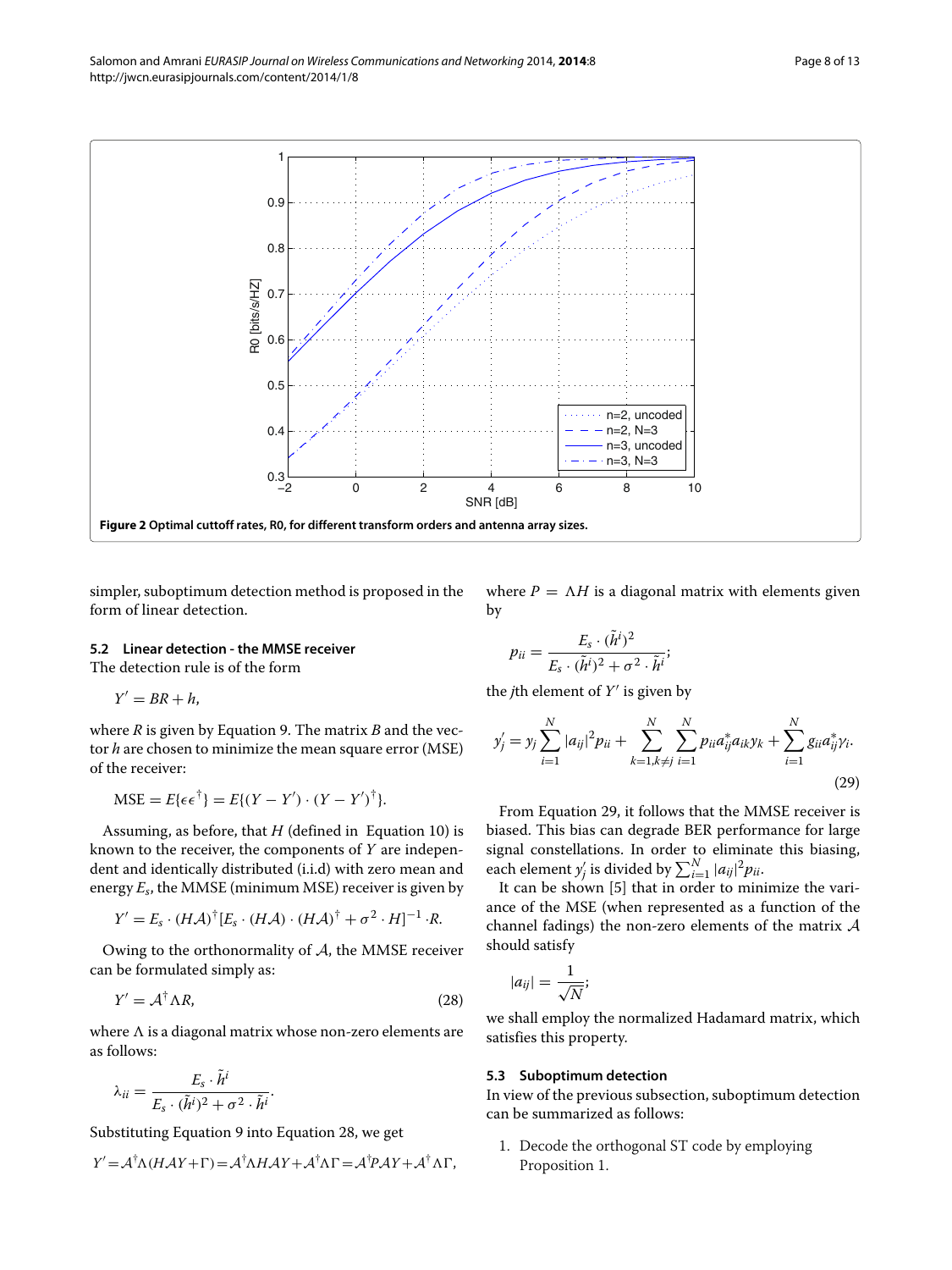**Figure 2 Optimal cuttoff rates, R0, for different transform orders and antenna array sizes.**

simpler, suboptimum detection method is proposed in the form of linear detection.

### 5.2 Linear detection - the MMSE receiver

The detection rule is of the form

$$Y' = BR + h,$$

where $R$ is given by Equation 9. The matrix $B$ and the vector $h$ are chosen to minimize the mean square error (MSE) of the receiver:

$$\text{MSE} = E\{\epsilon\epsilon^{\dagger}\} = E\{(Y - Y') \cdot (Y - Y')^{\dagger}\}.$$

Assuming, as before, that $H$ (defined in Equation 10) is known to the receiver, the components of $Y$ are independent and identically distributed (i.i.d) with zero mean and energy $E_s$, the MMSE (minimum MSE) receiver is given by

$$Y' = E_s \cdot (H\mathcal{A})^{\dagger}[E_s \cdot (H\mathcal{A}) \cdot (H\mathcal{A})^{\dagger} + \sigma^2 \cdot H]^{-1} \cdot R.$$

Owing to the orthonormality of $\mathcal{A}$, the MMSE receiver can be formulated simply as:

$$Y' = \mathcal{A}^{\dagger}\Lambda R, \tag{28}$$

where $\Lambda$ is a diagonal matrix whose non-zero elements are as follows:

$$\lambda_{ii} = \frac{E_s \cdot \tilde{h}^i}{E_s \cdot (\tilde{h}^i)^2 + \sigma^2 \cdot \tilde{h}^i}.$$

Substituting Equation 9 into Equation 28, we get

$$Y' = \mathcal{A}^{\dagger}\Lambda(H\mathcal{A}Y + \Gamma) = \mathcal{A}^{\dagger}\Lambda H\mathcal{A}Y + \mathcal{A}^{\dagger}\Lambda\Gamma = \mathcal{A}^{\dagger}P\mathcal{A}Y + \mathcal{A}^{\dagger}\Lambda\Gamma,$$

where $P = \Lambda H$ is a diagonal matrix with elements given by

$$p_{ii} = \frac{E_s \cdot (\tilde{h}^i)^2}{E_s \cdot (\tilde{h}^i)^2 + \sigma^2 \cdot \tilde{h}^i};$$

the $j$th element of $Y'$ is given by

$$y'_j = y_j \sum_{i=1}^{N} |a_{ij}|^2 p_{ii} + \sum_{k=1, k\neq j}^{N} \sum_{i=1}^{N} p_{ii} a^*_{ij} a_{ik} y_k + \sum_{i=1}^{N} g_{ii} a^*_{ij} \gamma_i. \tag{29}$$

From Equation 29, it follows that the MMSE receiver is biased. This bias can degrade BER performance for large signal constellations. In order to eliminate this biasing, each element $y'_j$ is divided by $\sum_{i=1}^{N} |a_{ij}|^2 p_{ii}$.

It can be shown [5] that in order to minimize the variance of the MSE (when represented as a function of the channel fadings) the non-zero elements of the matrix $\mathcal{A}$ should satisfy

$$|a_{ij}| = \frac{1}{\sqrt{N}};$$

we shall employ the normalized Hadamard matrix, which satisfies this property.

### 5.3 Suboptimum detection

In view of the previous subsection, suboptimum detection can be summarized as follows:

1. Decode the orthogonal ST code by employing Proposition 1.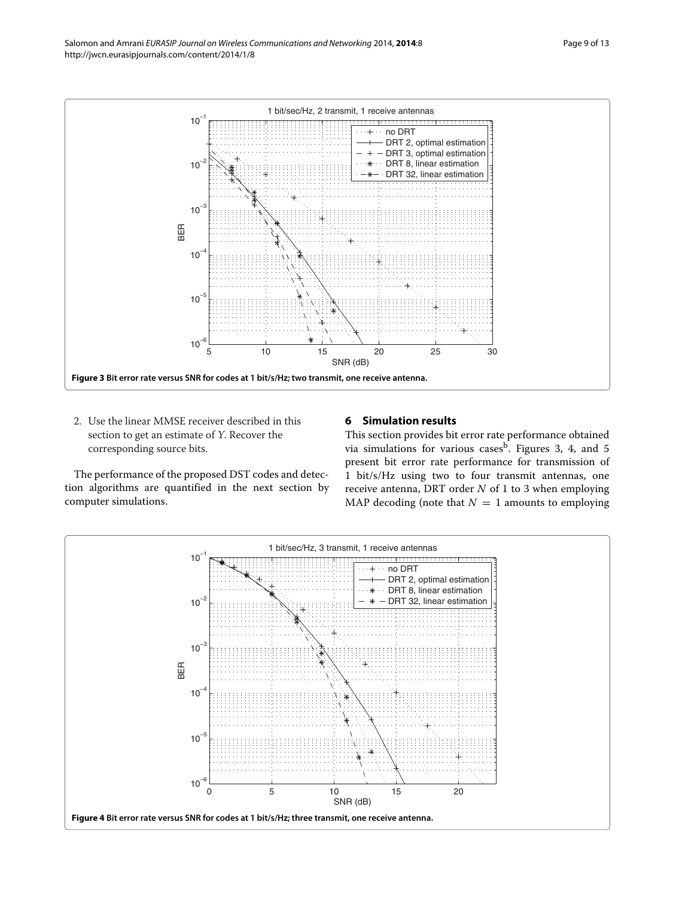Figure 3 Bit error rate versus SNR for codes at 1 bit/s/Hz; two transmit, one receive antenna.

2. Use the linear MMSE receiver described in this section to get an estimate of $Y$. Recover the corresponding source bits.

The performance of the proposed DST codes and detection algorithms are quantified in the next section by computer simulations.

## 6 Simulation results

This section provides bit error rate performance obtained via simulations for various cases[b]. Figures 3, 4, and 5 present bit error rate performance for transmission of 1 bit/s/Hz using two to four transmit antennas, one receive antenna, DRT order $N$ of 1 to 3 when employing MAP decoding (note that $N = 1$ amounts to employing

Figure 4 Bit error rate versus SNR for codes at 1 bit/s/Hz; three transmit, one receive antenna.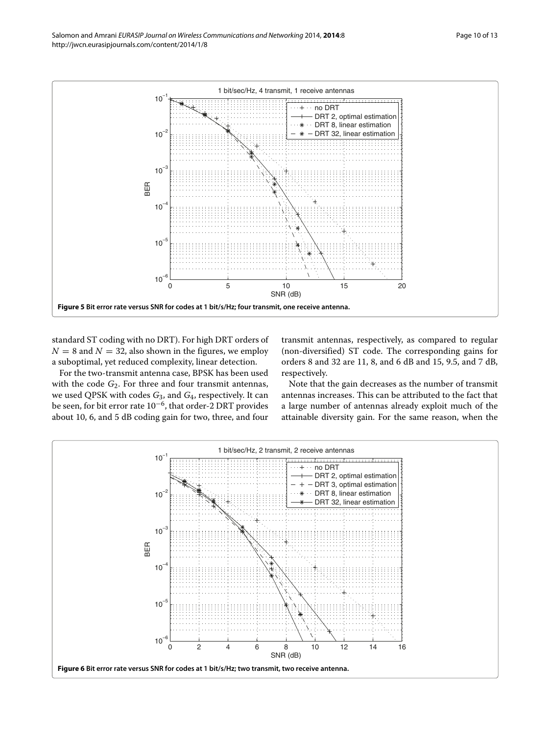Figure 5 Bit error rate versus SNR for codes at 1 bit/s/Hz; four transmit, one receive antenna.

standard ST coding with no DRT). For high DRT orders of $N = 8$ and $N = 32$, also shown in the figures, we employ a suboptimal, yet reduced complexity, linear detection.

For the two-transmit antenna case, BPSK has been used with the code $G_2$. For three and four transmit antennas, we used QPSK with codes $G_3$, and $G_4$, respectively. It can be seen, for bit error rate $10^{-6}$, that order-2 DRT provides about 10, 6, and 5 dB coding gain for two, three, and four transmit antennas, respectively, as compared to regular (non-diversified) ST code. The corresponding gains for orders 8 and 32 are 11, 8, and 6 dB and 15, 9.5, and 7 dB, respectively.

Note that the gain decreases as the number of transmit antennas increases. This can be attributed to the fact that a large number of antennas already exploit much of the attainable diversity gain. For the same reason, when the

Figure 6 Bit error rate versus SNR for codes at 1 bit/s/Hz; two transmit, two receive antenna.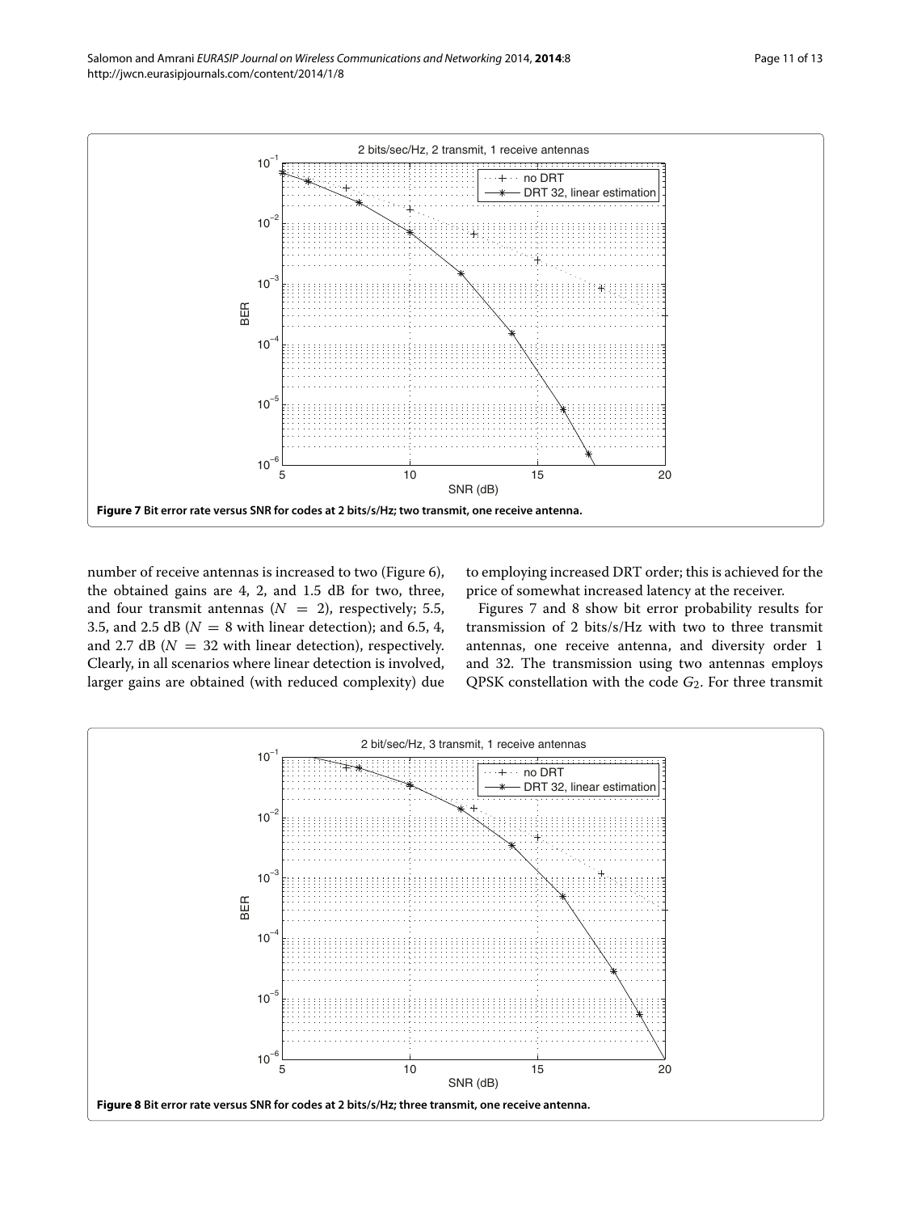Figure 7 Bit error rate versus SNR for codes at 2 bits/s/Hz; two transmit, one receive antenna.

number of receive antennas is increased to two (Figure 6), the obtained gains are 4, 2, and 1.5 dB for two, three, and four transmit antennas ($N = 2$), respectively; 5.5, 3.5, and 2.5 dB ($N = 8$ with linear detection); and 6.5, 4, and 2.7 dB ($N = 32$ with linear detection), respectively. Clearly, in all scenarios where linear detection is involved, larger gains are obtained (with reduced complexity) due to employing increased DRT order; this is achieved for the price of somewhat increased latency at the receiver.

Figures 7 and 8 show bit error probability results for transmission of 2 bits/s/Hz with two to three transmit antennas, one receive antenna, and diversity order 1 and 32. The transmission using two antennas employs QPSK constellation with the code $G_2$. For three transmit

Figure 8 Bit error rate versus SNR for codes at 2 bits/s/Hz; three transmit, one receive antenna.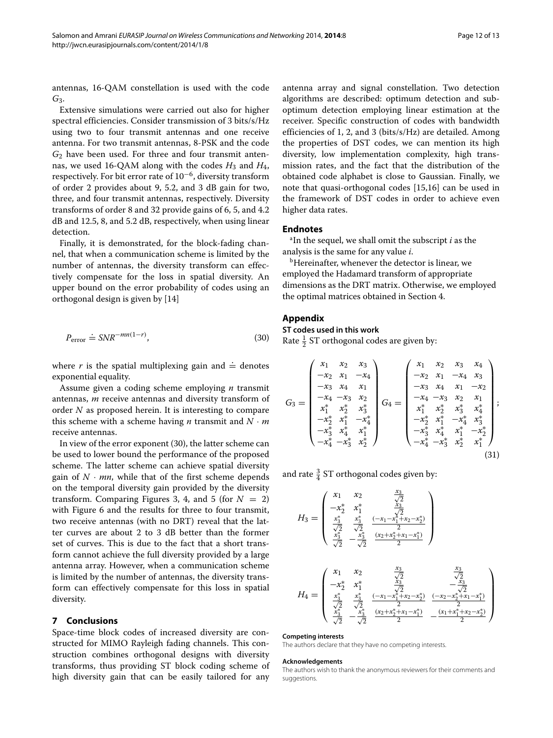antennas, 16-QAM constellation is used with the code $G_3$.

Extensive simulations were carried out also for higher spectral efficiencies. Consider transmission of 3 bits/s/Hz using two to four transmit antennas and one receive antenna. For two transmit antennas, 8-PSK and the code $G_2$ have been used. For three and four transmit antennas, we used 16-QAM along with the codes $H_3$ and $H_4$, respectively. For bit error rate of $10^{-6}$, diversity transform of order 2 provides about 9, 5.2, and 3 dB gain for two, three, and four transmit antennas, respectively. Diversity transforms of order 8 and 32 provide gains of 6, 5, and 4.2 dB and 12.5, 8, and 5.2 dB, respectively, when using linear detection.

Finally, it is demonstrated, for the block-fading channel, that when a communication scheme is limited by the number of antennas, the diversity transform can effectively compensate for the loss in spatial diversity. An upper bound on the error probability of codes using an orthogonal design is given by [14]

$$P_{\text{error}} \doteq SNR^{-mn(1-r)}, \tag{30}$$

where $r$ is the spatial multiplexing gain and $\doteq$ denotes exponential equality.

Assume given a coding scheme employing $n$ transmit antennas, $m$ receive antennas and diversity transform of order $N$ as proposed herein. It is interesting to compare this scheme with a scheme having $n$ transmit and $N \cdot m$ receive antennas.

In view of the error exponent (30), the latter scheme can be used to lower bound the performance of the proposed scheme. The latter scheme can achieve spatial diversity gain of $N \cdot mn$, while that of the first scheme depends on the temporal diversity gain provided by the diversity transform. Comparing Figures 3, 4, and 5 (for $N = 2$) with Figure 6 and the results for three to four transmit, two receive antennas (with no DRT) reveal that the latter curves are about 2 to 3 dB better than the former set of curves. This is due to the fact that a short transform cannot achieve the full diversity provided by a large antenna array. However, when a communication scheme is limited by the number of antennas, the diversity transform can effectively compensate for this loss in spatial diversity.

## 7 Conclusions

Space-time block codes of increased diversity are constructed for MIMO Rayleigh fading channels. This construction combines orthogonal designs with diversity transforms, thus providing ST block coding scheme of high diversity gain that can be easily tailored for any antenna array and signal constellation. Two detection algorithms are described: optimum detection and suboptimum detection employing linear estimation at the receiver. Specific construction of codes with bandwidth efficiencies of 1, 2, and 3 (bits/s/Hz) are detailed. Among the properties of DST codes, we can mention its high diversity, low implementation complexity, high transmission rates, and the fact that the distribution of the obtained code alphabet is close to Gaussian. Finally, we note that quasi-orthogonal codes [15,16] can be used in the framework of DST codes in order to achieve even higher data rates.

## Endnotes

[a]In the sequel, we shall omit the subscript $i$ as the analysis is the same for any value $i$.

[b]Hereinafter, whenever the detector is linear, we employed the Hadamard transform of appropriate dimensions as the DRT matrix. Otherwise, we employed the optimal matrices obtained in Section 4.

## Appendix

### ST codes used in this work

Rate $\frac{1}{2}$ ST orthogonal codes are given by:

$$G_3 = \begin{pmatrix} x_1 & x_2 & x_3 \\ -x_2 & x_1 & -x_4 \\ -x_3 & x_4 & x_1 \\ -x_4 & -x_3 & x_2 \\ x_1^* & x_2^* & x_3^* \\ -x_2^* & x_1^* & -x_4^* \\ -x_3^* & x_4^* & x_1^* \\ -x_4^* & -x_3^* & x_2^* \end{pmatrix} \quad G_4 = \begin{pmatrix} x_1 & x_2 & x_3 & x_4 \\ -x_2 & x_1 & -x_4 & x_3 \\ -x_3 & x_4 & x_1 & -x_2 \\ -x_4 & -x_3 & x_2 & x_1 \\ x_1^* & x_2^* & x_3^* & x_4^* \\ -x_2^* & x_1^* & -x_4^* & x_3^* \\ -x_3^* & x_4^* & x_1^* & -x_2^* \\ -x_4^* & -x_3^* & x_2^* & x_1^* \end{pmatrix}; \tag{31}$$

and rate $\frac{3}{4}$ ST orthogonal codes given by:

$$H_3 = \begin{pmatrix} x_1 & x_2 & \frac{x_3}{\sqrt{2}} \\ -x_2^* & x_1^* & \frac{x_3}{\sqrt{2}} \\ \frac{x_3^*}{\sqrt{2}} & \frac{x_3^*}{\sqrt{2}} & \frac{(-x_1-x_1^*+x_2-x_2^*)}{2} \\ \frac{x_3^*}{\sqrt{2}} & -\frac{x_3^*}{\sqrt{2}} & \frac{(x_2+x_2^*+x_1-x_1^*)}{2} \end{pmatrix}$$

$$H_4 = \begin{pmatrix} x_1 & x_2 & \frac{x_3}{\sqrt{2}} & \frac{x_3}{\sqrt{2}} \\ -x_2^* & x_1^* & \frac{x_3}{\sqrt{2}} & -\frac{x_3}{\sqrt{2}} \\ \frac{x_3^*}{\sqrt{2}} & \frac{x_3^*}{\sqrt{2}} & \frac{(-x_1-x_1^*+x_2-x_2^*)}{2} & \frac{(-x_2-x_2^*+x_1-x_1^*)}{2} \\ \frac{x_3^*}{\sqrt{2}} & -\frac{x_3^*}{\sqrt{2}} & \frac{(x_2+x_2^*+x_1-x_1^*)}{2} & -\frac{(x_1+x_1^*+x_2-x_2^*)}{2} \end{pmatrix}$$

#### Competing interests

The authors declare that they have no competing interests.

#### Acknowledgements

The authors wish to thank the anonymous reviewers for their comments and suggestions.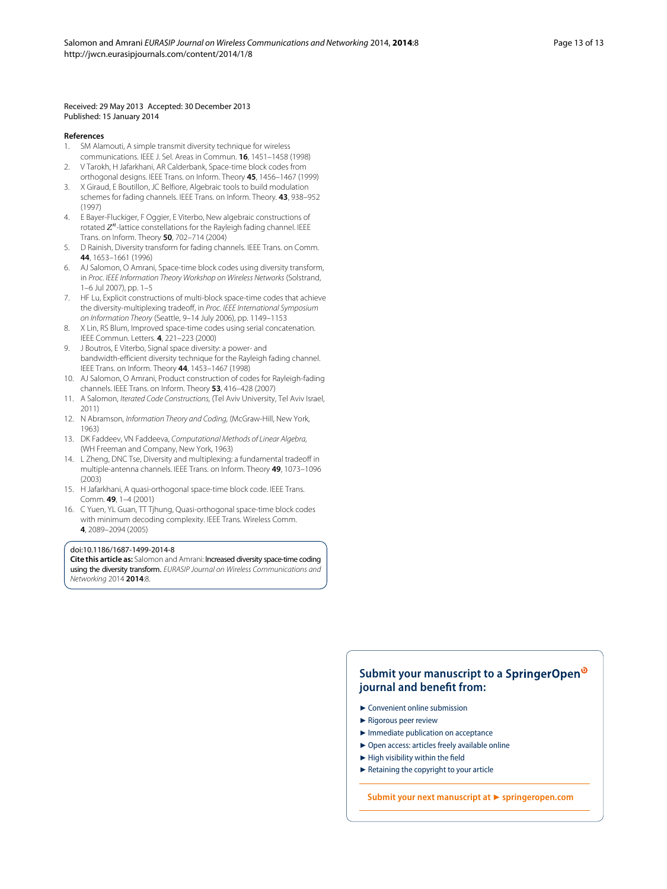Received: 29 May 2013 Accepted: 30 December 2013
Published: 15 January 2014

## References

1. SM Alamouti, A simple transmit diversity technique for wireless communications. IEEE J. Sel. Areas in Commun. **16**, 1451–1458 (1998)
2. V Tarokh, H Jafarkhani, AR Calderbank, Space-time block codes from orthogonal designs. IEEE Trans. on Inform. Theory **45**, 1456–1467 (1999)
3. X Giraud, E Boutillon, JC Belfiore, Algebraic tools to build modulation schemes for fading channels. IEEE Trans. on Inform. Theory. **43**, 938–952 (1997)
4. E Bayer-Fluckiger, F Oggier, E Viterbo, New algebraic constructions of rotated $Z^n$-lattice constellations for the Rayleigh fading channel. IEEE Trans. on Inform. Theory **50**, 702–714 (2004)
5. D Rainish, Diversity transform for fading channels. IEEE Trans. on Comm. **44**, 1653–1661 (1996)
6. AJ Salomon, O Amrani, Space-time block codes using diversity transform, in *Proc. IEEE Information Theory Workshop on Wireless Networks* (Solstrand, 1–6 Jul 2007), pp. 1–5
7. HF Lu, Explicit constructions of multi-block space-time codes that achieve the diversity-multiplexing tradeoff, in *Proc. IEEE International Symposium on Information Theory* (Seattle, 9–14 July 2006), pp. 1149–1153
8. X Lin, RS Blum, Improved space-time codes using serial concatenation. IEEE Commun. Letters. **4**, 221–223 (2000)
9. J Boutros, E Viterbo, Signal space diversity: a power- and bandwidth-efficient diversity technique for the Rayleigh fading channel. IEEE Trans. on Inform. Theory **44**, 1453–1467 (1998)
10. AJ Salomon, O Amrani, Product construction of codes for Rayleigh-fading channels. IEEE Trans. on Inform. Theory **53**, 416–428 (2007)
11. A Salomon, *Iterated Code Constructions*, (Tel Aviv University, Tel Aviv Israel, 2011)
12. N Abramson, *Information Theory and Coding*, (McGraw-Hill, New York, 1963)
13. DK Faddeev, VN Faddeeva, *Computational Methods of Linear Algebra*, (WH Freeman and Company, New York, 1963)
14. L Zheng, DNC Tse, Diversity and multiplexing: a fundamental tradeoff in multiple-antenna channels. IEEE Trans. on Inform. Theory **49**, 1073–1096 (2003)
15. H Jafarkhani, A quasi-orthogonal space-time block code. IEEE Trans. Comm. **49**, 1–4 (2001)
16. C Yuen, YL Guan, TT Tjhung, Quasi-orthogonal space-time block codes with minimum decoding complexity. IEEE Trans. Wireless Comm. **4**, 2089–2094 (2005)

doi:10.1186/1687-1499-2014-8
**Cite this article as:** Salomon and Amrani: **Increased diversity space-time coding using the diversity transform.** *EURASIP Journal on Wireless Communications and Networking* 2014 **2014**:8.

**Submit your manuscript to a SpringerOpen journal and benefit from:**

- ► Convenient online submission
- ► Rigorous peer review
- ► Immediate publication on acceptance
- ► Open access: articles freely available online
- ► High visibility within the field
- ► Retaining the copyright to your article

**Submit your next manuscript at ► springeropen.com**